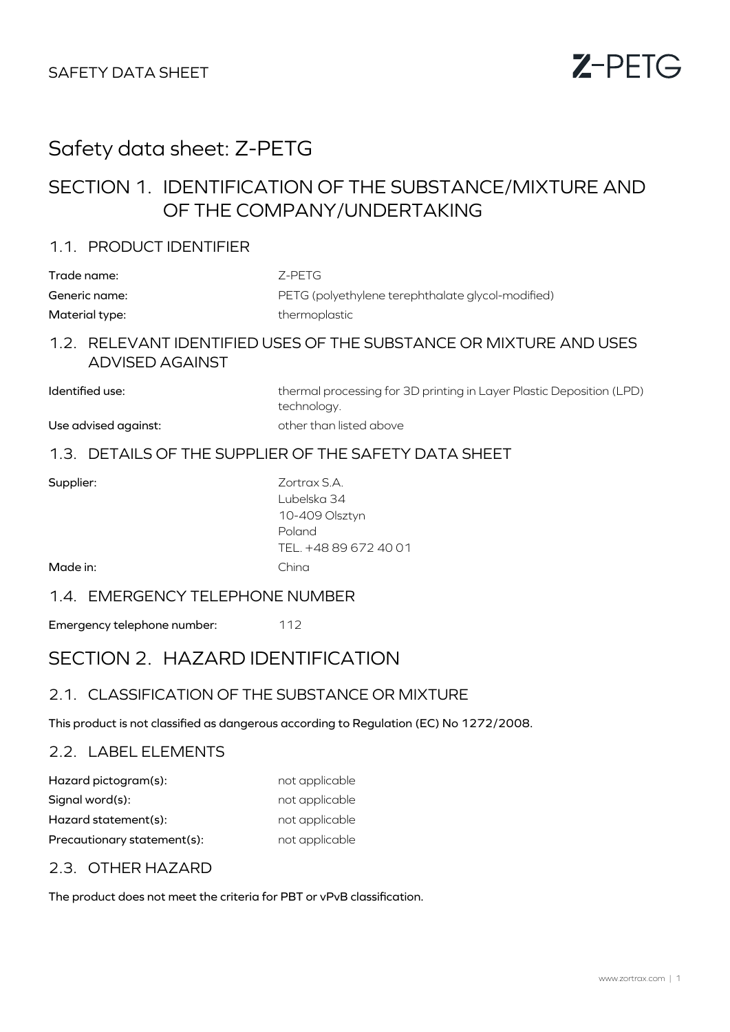# Safety data sheet: Z-PETG

## SECTION 1. IDENTIFICATION OF THE SUBSTANCE/MIXTURE AND OF THE COMPANY/UNDERTAKING

### 1.1. PRODUCT IDENTIFIER

| | |
|---|---|
| **Trade name:** | Z-PETG |
| **Generic name:** | PETG (polyethylene terephthalate glycol-modified) |
| **Material type:** | thermoplastic |

### 1.2. RELEVANT IDENTIFIED USES OF THE SUBSTANCE OR MIXTURE AND USES ADVISED AGAINST

| | |
|---|---|
| **Identified use:** | thermal processing for 3D printing in Layer Plastic Deposition (LPD) technology. |
| **Use advised against:** | other than listed above |

### 1.3. DETAILS OF THE SUPPLIER OF THE SAFETY DATA SHEET

| | |
|---|---|
| **Supplier:** | Zortrax S.A.<br>Lubelska 34<br>10-409 Olsztyn<br>Poland<br>TEL. +48 89 672 40 01 |
| **Made in:** | China |

### 1.4. EMERGENCY TELEPHONE NUMBER

**Emergency telephone number:** 112

## SECTION 2. HAZARD IDENTIFICATION

### 2.1. CLASSIFICATION OF THE SUBSTANCE OR MIXTURE

**This product is not classified as dangerous according to Regulation (EC) No 1272/2008.**

### 2.2. LABEL ELEMENTS

| | |
|---|---|
| **Hazard pictogram(s):** | not applicable |
| **Signal word(s):** | not applicable |
| **Hazard statement(s):** | not applicable |
| **Precautionary statement(s):** | not applicable |

### 2.3. OTHER HAZARD

**The product does not meet the criteria for PBT or vPvB classification.**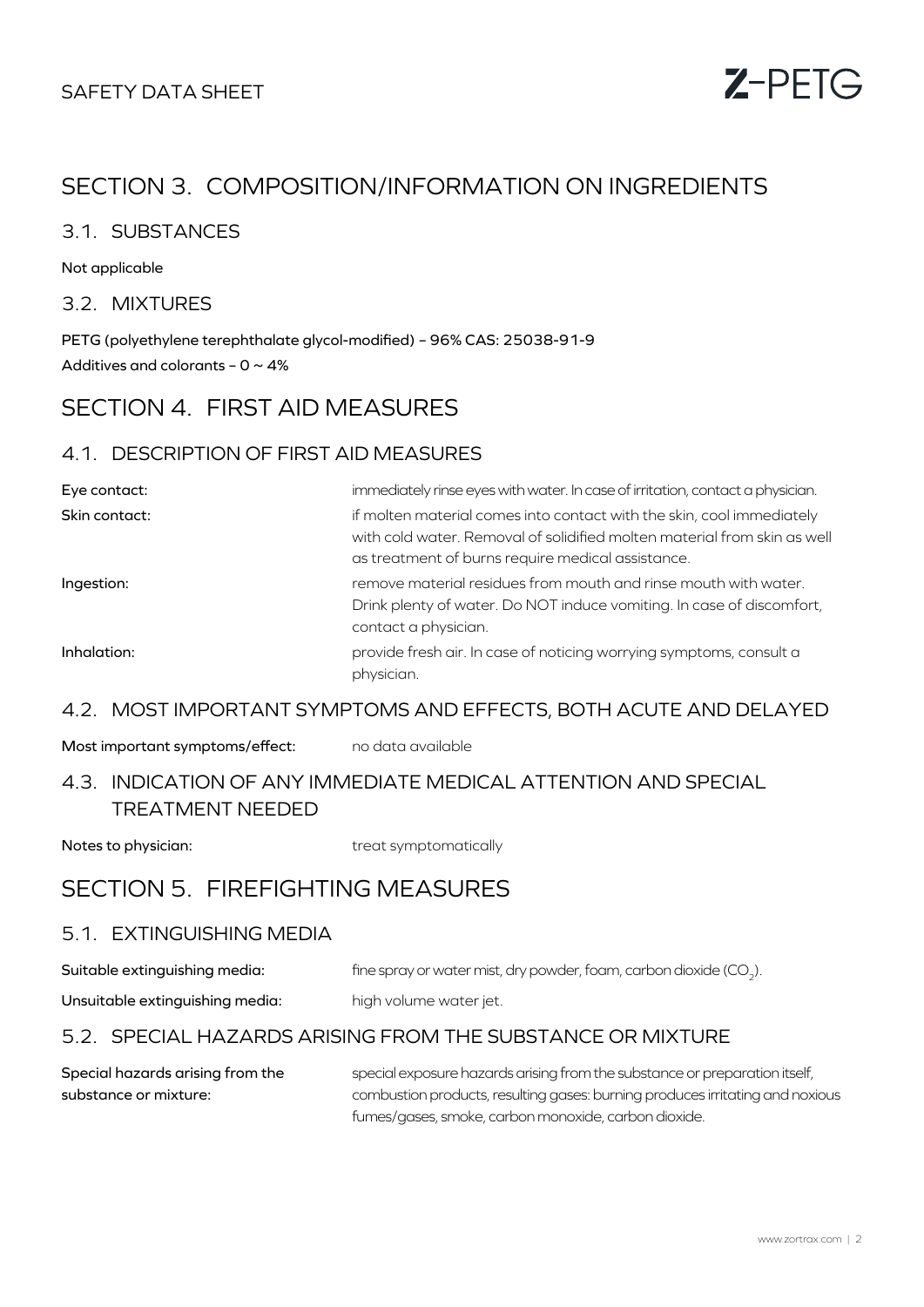# SECTION 3. COMPOSITION/INFORMATION ON INGREDIENTS

## 3.1. SUBSTANCES

Not applicable

## 3.2. MIXTURES

PETG (polyethylene terephthalate glycol-modified) – 96% CAS: 25038-91-9

Additives and colorants – 0 ~ 4%

# SECTION 4. FIRST AID MEASURES

## 4.1. DESCRIPTION OF FIRST AID MEASURES

| | |
|---|---|
| Eye contact: | immediately rinse eyes with water. In case of irritation, contact a physician. |
| Skin contact: | if molten material comes into contact with the skin, cool immediately with cold water. Removal of solidified molten material from skin as well as treatment of burns require medical assistance. |
| Ingestion: | remove material residues from mouth and rinse mouth with water. Drink plenty of water. Do NOT induce vomiting. In case of discomfort, contact a physician. |
| Inhalation: | provide fresh air. In case of noticing worrying symptoms, consult a physician. |

## 4.2. MOST IMPORTANT SYMPTOMS AND EFFECTS, BOTH ACUTE AND DELAYED

Most important symptoms/effect: no data available

## 4.3. INDICATION OF ANY IMMEDIATE MEDICAL ATTENTION AND SPECIAL TREATMENT NEEDED

Notes to physician: treat symptomatically

# SECTION 5. FIREFIGHTING MEASURES

## 5.1. EXTINGUISHING MEDIA

| | |
|---|---|
| Suitable extinguishing media: | fine spray or water mist, dry powder, foam, carbon dioxide ($CO_2$). |
| Unsuitable extinguishing media: | high volume water jet. |

## 5.2. SPECIAL HAZARDS ARISING FROM THE SUBSTANCE OR MIXTURE

| | |
|---|---|
| Special hazards arising from the substance or mixture: | special exposure hazards arising from the substance or preparation itself, combustion products, resulting gases: burning produces irritating and noxious fumes/gases, smoke, carbon monoxide, carbon dioxide. |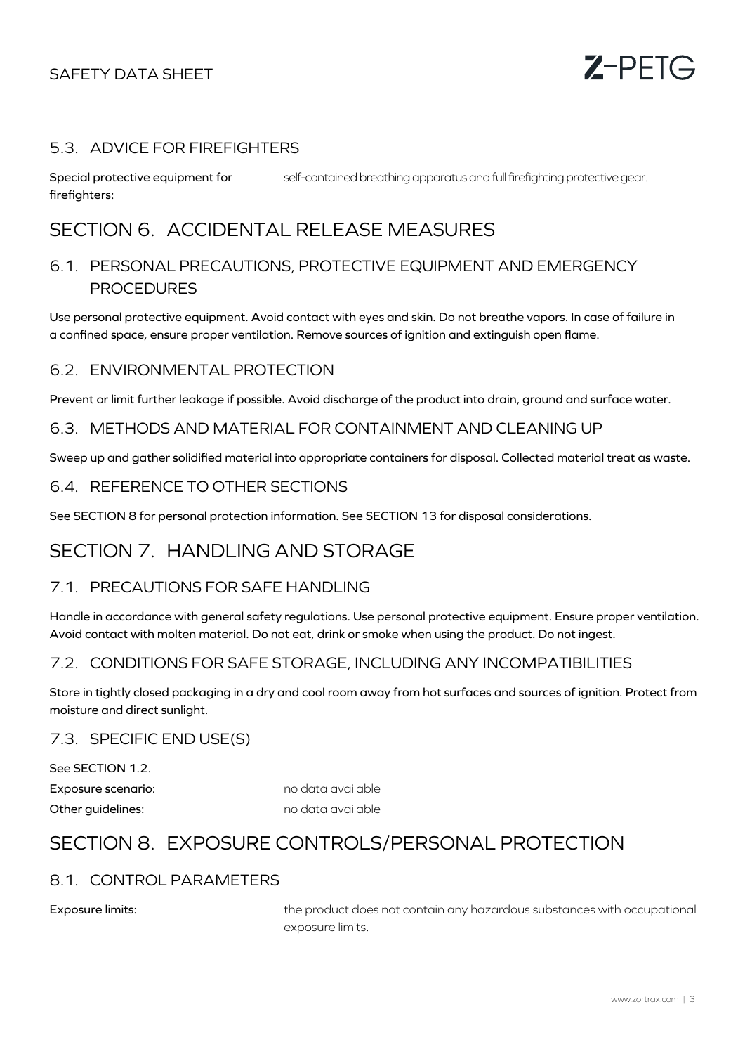## 5.3. ADVICE FOR FIREFIGHTERS

**Special protective equipment for firefighters:** self-contained breathing apparatus and full firefighting protective gear.

# SECTION 6. ACCIDENTAL RELEASE MEASURES

## 6.1. PERSONAL PRECAUTIONS, PROTECTIVE EQUIPMENT AND EMERGENCY PROCEDURES

Use personal protective equipment. Avoid contact with eyes and skin. Do not breathe vapors. In case of failure in a confined space, ensure proper ventilation. Remove sources of ignition and extinguish open flame.

## 6.2. ENVIRONMENTAL PROTECTION

Prevent or limit further leakage if possible. Avoid discharge of the product into drain, ground and surface water.

## 6.3. METHODS AND MATERIAL FOR CONTAINMENT AND CLEANING UP

Sweep up and gather solidified material into appropriate containers for disposal. Collected material treat as waste.

## 6.4. REFERENCE TO OTHER SECTIONS

See SECTION 8 for personal protection information. See SECTION 13 for disposal considerations.

# SECTION 7. HANDLING AND STORAGE

## 7.1. PRECAUTIONS FOR SAFE HANDLING

Handle in accordance with general safety regulations. Use personal protective equipment. Ensure proper ventilation. Avoid contact with molten material. Do not eat, drink or smoke when using the product. Do not ingest.

## 7.2. CONDITIONS FOR SAFE STORAGE, INCLUDING ANY INCOMPATIBILITIES

Store in tightly closed packaging in a dry and cool room away from hot surfaces and sources of ignition. Protect from moisture and direct sunlight.

## 7.3. SPECIFIC END USE(S)

See SECTION 1.2.

**Exposure scenario:** no data available

**Other guidelines:** no data available

# SECTION 8. EXPOSURE CONTROLS/PERSONAL PROTECTION

## 8.1. CONTROL PARAMETERS

**Exposure limits:** the product does not contain any hazardous substances with occupational exposure limits.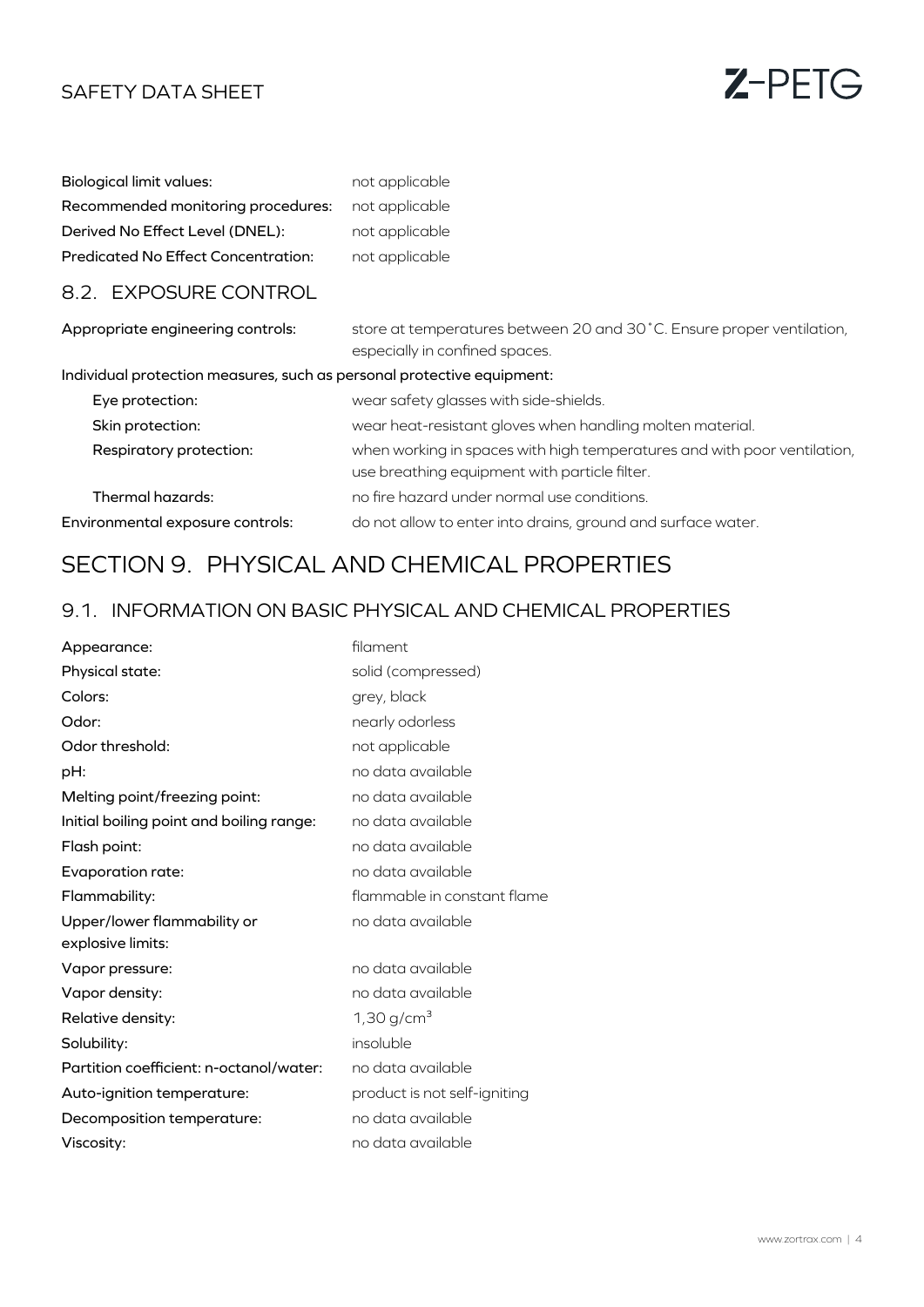| | |
|---|---|
| Biological limit values: | not applicable |
| Recommended monitoring procedures: | not applicable |
| Derived No Effect Level (DNEL): | not applicable |
| Predicated No Effect Concentration: | not applicable |

### 8.2. EXPOSURE CONTROL

| | |
|---|---|
| Appropriate engineering controls: | store at temperatures between 20 and 30˚C. Ensure proper ventilation, especially in confined spaces. |
| Individual protection measures, such as personal protective equipment: | |
| Eye protection: | wear safety glasses with side-shields. |
| Skin protection: | wear heat-resistant gloves when handling molten material. |
| Respiratory protection: | when working in spaces with high temperatures and with poor ventilation, use breathing equipment with particle filter. |
| Thermal hazards: | no fire hazard under normal use conditions. |
| Environmental exposure controls: | do not allow to enter into drains, ground and surface water. |

## SECTION 9. PHYSICAL AND CHEMICAL PROPERTIES

### 9.1. INFORMATION ON BASIC PHYSICAL AND CHEMICAL PROPERTIES

| | |
|---|---|
| Appearance: | filament |
| Physical state: | solid (compressed) |
| Colors: | grey, black |
| Odor: | nearly odorless |
| Odor threshold: | not applicable |
| pH: | no data available |
| Melting point/freezing point: | no data available |
| Initial boiling point and boiling range: | no data available |
| Flash point: | no data available |
| Evaporation rate: | no data available |
| Flammability: | flammable in constant flame |
| Upper/lower flammability or explosive limits: | no data available |
| Vapor pressure: | no data available |
| Vapor density: | no data available |
| Relative density: | 1,30 g/cm$^3$ |
| Solubility: | insoluble |
| Partition coefficient: n-octanol/water: | no data available |
| Auto-ignition temperature: | product is not self-igniting |
| Decomposition temperature: | no data available |
| Viscosity: | no data available |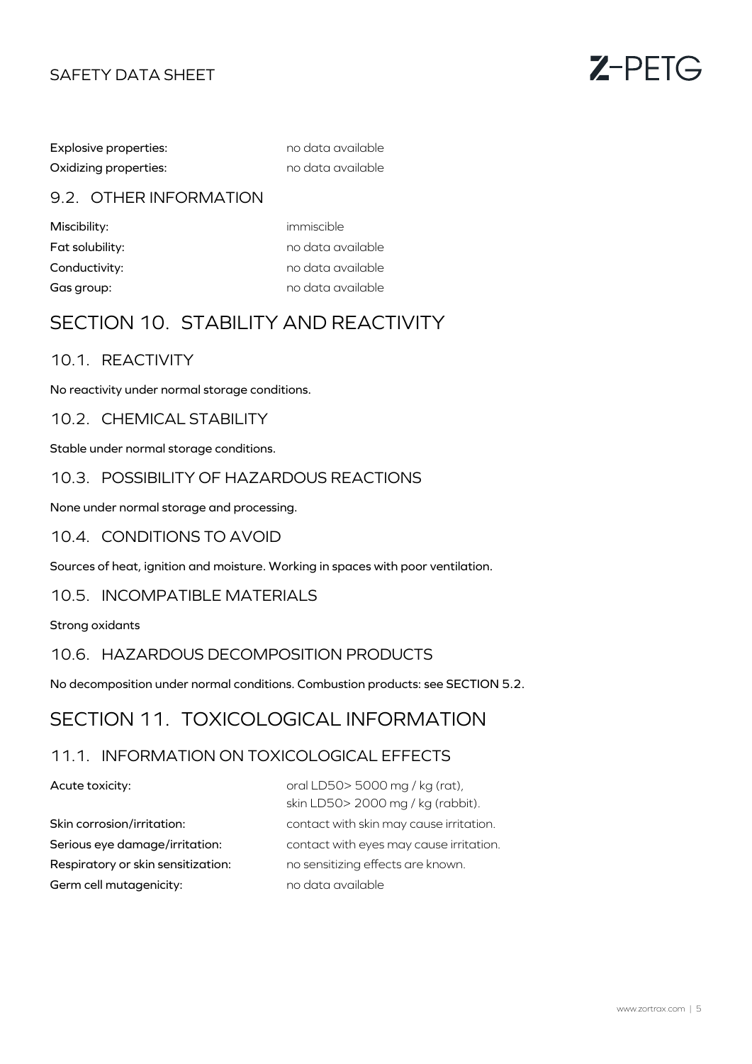| | |
|---|---|
| **Explosive properties:** | no data available |
| **Oxidizing properties:** | no data available |

### 9.2. OTHER INFORMATION

| | |
|---|---|
| **Miscibility:** | immiscible |
| **Fat solubility:** | no data available |
| **Conductivity:** | no data available |
| **Gas group:** | no data available |

## SECTION 10. STABILITY AND REACTIVITY

### 10.1. REACTIVITY

No reactivity under normal storage conditions.

### 10.2. CHEMICAL STABILITY

Stable under normal storage conditions.

### 10.3. POSSIBILITY OF HAZARDOUS REACTIONS

None under normal storage and processing.

### 10.4. CONDITIONS TO AVOID

Sources of heat, ignition and moisture. Working in spaces with poor ventilation.

### 10.5. INCOMPATIBLE MATERIALS

Strong oxidants

### 10.6. HAZARDOUS DECOMPOSITION PRODUCTS

No decomposition under normal conditions. Combustion products: see SECTION 5.2.

## SECTION 11. TOXICOLOGICAL INFORMATION

### 11.1. INFORMATION ON TOXICOLOGICAL EFFECTS

| | |
|---|---|
| **Acute toxicity:** | oral LD50> 5000 mg / kg (rat), skin LD50> 2000 mg / kg (rabbit). |
| **Skin corrosion/irritation:** | contact with skin may cause irritation. |
| **Serious eye damage/irritation:** | contact with eyes may cause irritation. |
| **Respiratory or skin sensitization:** | no sensitizing effects are known. |
| **Germ cell mutagenicity:** | no data available |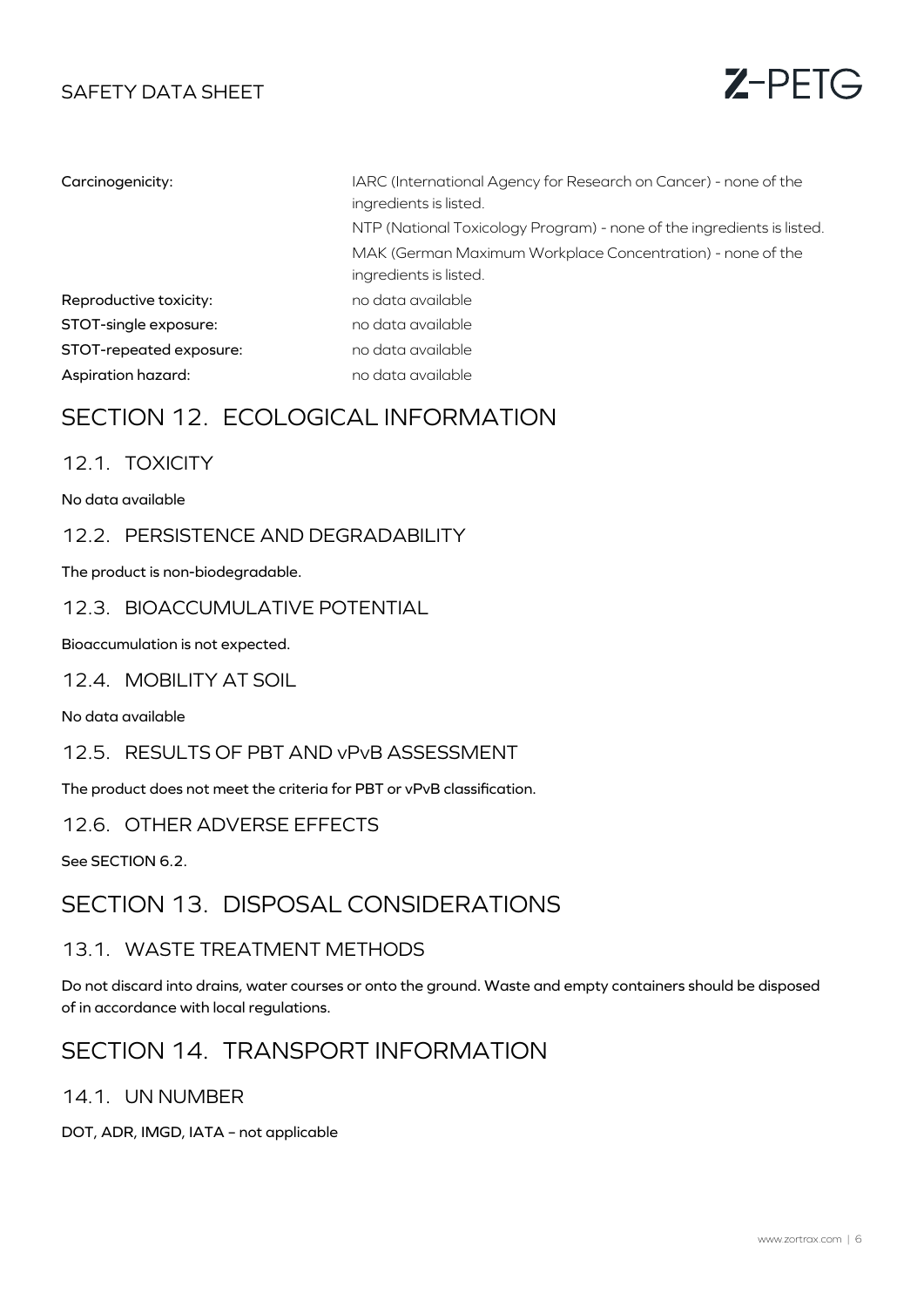| | |
|---|---|
| Carcinogenicity: | IARC (International Agency for Research on Cancer) - none of the ingredients is listed.<br>NTP (National Toxicology Program) - none of the ingredients is listed.<br>MAK (German Maximum Workplace Concentration) - none of the ingredients is listed. |
| Reproductive toxicity: | no data available |
| STOT-single exposure: | no data available |
| STOT-repeated exposure: | no data available |
| Aspiration hazard: | no data available |

# SECTION 12. ECOLOGICAL INFORMATION

## 12.1. TOXICITY

No data available

## 12.2. PERSISTENCE AND DEGRADABILITY

The product is non-biodegradable.

## 12.3. BIOACCUMULATIVE POTENTIAL

Bioaccumulation is not expected.

## 12.4. MOBILITY AT SOIL

No data available

## 12.5. RESULTS OF PBT AND vPvB ASSESSMENT

The product does not meet the criteria for PBT or vPvB classification.

## 12.6. OTHER ADVERSE EFFECTS

See SECTION 6.2.

# SECTION 13. DISPOSAL CONSIDERATIONS

## 13.1. WASTE TREATMENT METHODS

Do not discard into drains, water courses or onto the ground. Waste and empty containers should be disposed of in accordance with local regulations.

# SECTION 14. TRANSPORT INFORMATION

## 14.1. UN NUMBER

DOT, ADR, IMGD, IATA – not applicable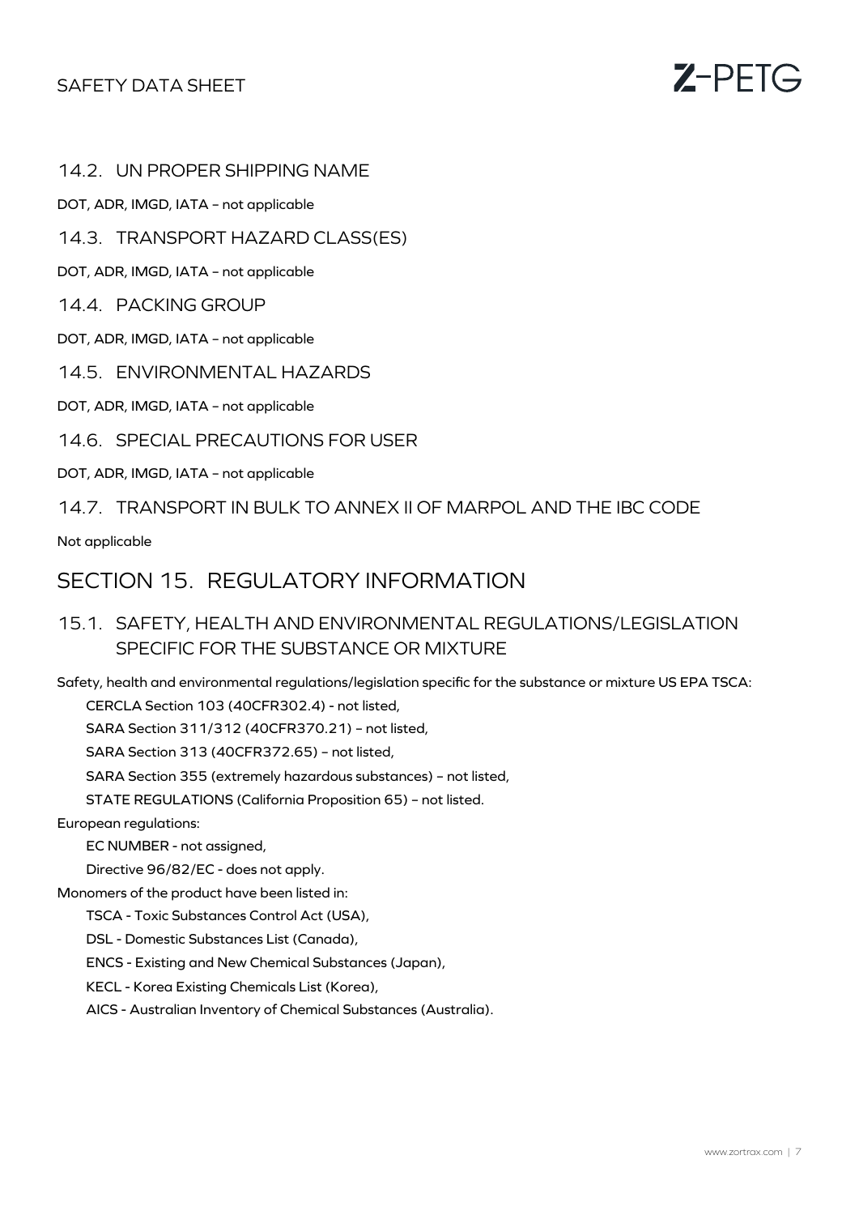### 14.2. UN PROPER SHIPPING NAME

DOT, ADR, IMGD, IATA – not applicable

### 14.3. TRANSPORT HAZARD CLASS(ES)

DOT, ADR, IMGD, IATA – not applicable

### 14.4. PACKING GROUP

DOT, ADR, IMGD, IATA – not applicable

### 14.5. ENVIRONMENTAL HAZARDS

DOT, ADR, IMGD, IATA – not applicable

### 14.6. SPECIAL PRECAUTIONS FOR USER

DOT, ADR, IMGD, IATA – not applicable

### 14.7. TRANSPORT IN BULK TO ANNEX II OF MARPOL AND THE IBC CODE

Not applicable

## SECTION 15. REGULATORY INFORMATION

### 15.1. SAFETY, HEALTH AND ENVIRONMENTAL REGULATIONS/LEGISLATION SPECIFIC FOR THE SUBSTANCE OR MIXTURE

Safety, health and environmental regulations/legislation specific for the substance or mixture US EPA TSCA:

- CERCLA Section 103 (40CFR302.4) - not listed,
- SARA Section 311/312 (40CFR370.21) – not listed,
- SARA Section 313 (40CFR372.65) – not listed,
- SARA Section 355 (extremely hazardous substances) – not listed,
- STATE REGULATIONS (California Proposition 65) – not listed.

European regulations:

- EC NUMBER - not assigned,
- Directive 96/82/EC - does not apply.

Monomers of the product have been listed in:

- TSCA - Toxic Substances Control Act (USA),
- DSL - Domestic Substances List (Canada),
- ENCS - Existing and New Chemical Substances (Japan),
- KECL - Korea Existing Chemicals List (Korea),
- AICS - Australian Inventory of Chemical Substances (Australia).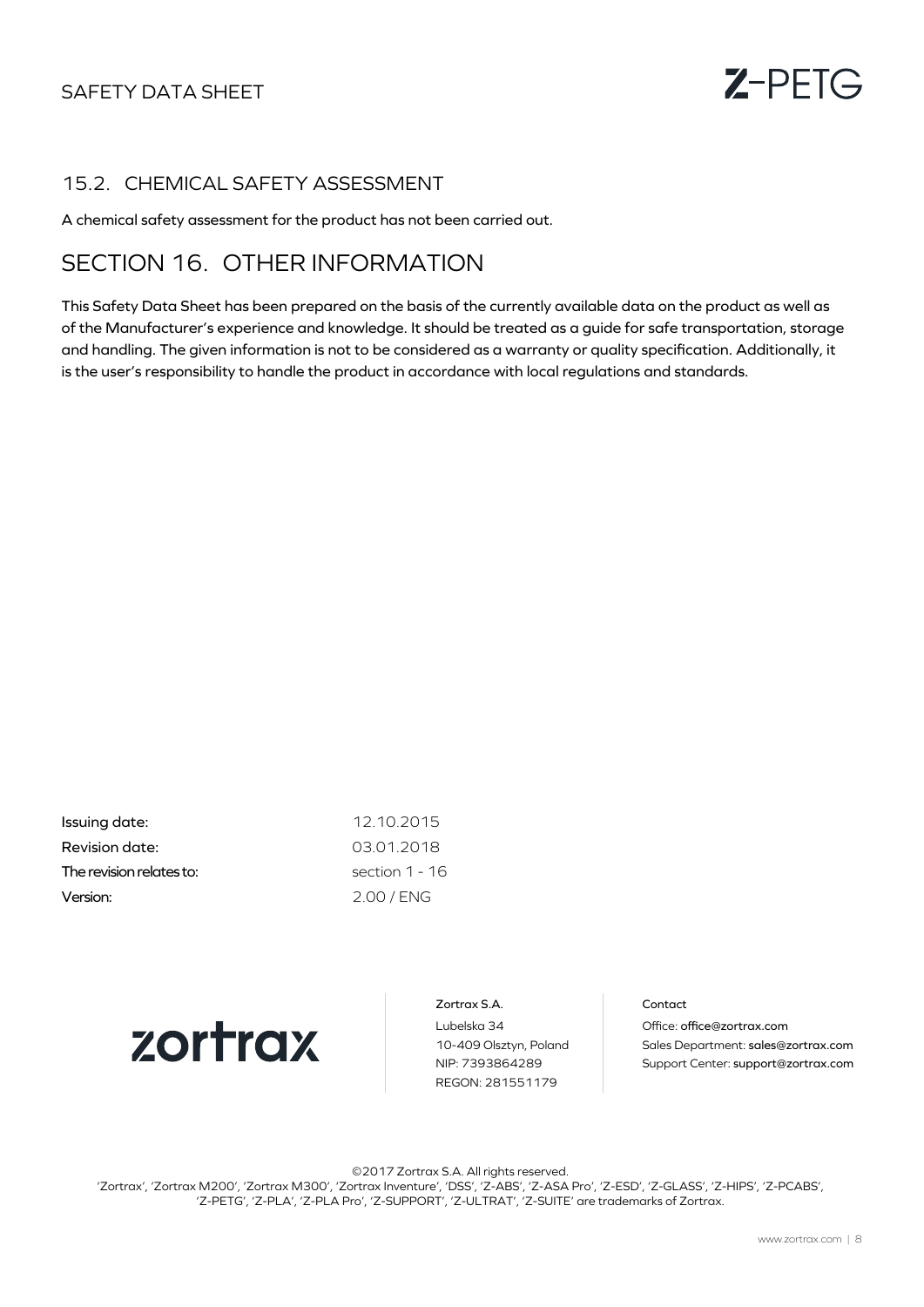### 15.2. CHEMICAL SAFETY ASSESSMENT

A chemical safety assessment for the product has not been carried out.

## SECTION 16. OTHER INFORMATION

This Safety Data Sheet has been prepared on the basis of the currently available data on the product as well as of the Manufacturer's experience and knowledge. It should be treated as a guide for safe transportation, storage and handling. The given information is not to be considered as a warranty or quality specification. Additionally, it is the user's responsibility to handle the product in accordance with local regulations and standards.

| | |
|---|---|
| Issuing date: | 12.10.2015 |
| Revision date: | 03.01.2018 |
| The revision relates to: | section 1 - 16 |
| Version: | 2.00 / ENG |

zortrax

**Zortrax S.A.**
Lubelska 34
10-409 Olsztyn, Poland
NIP: 7393864289
REGON: 281551179

**Contact**
Office: office@zortrax.com
Sales Department: sales@zortrax.com
Support Center: support@zortrax.com

©2017 Zortrax S.A. All rights reserved.
'Zortrax', 'Zortrax M200', 'Zortrax M300', 'Zortrax Inventure', 'DSS', 'Z-ABS', 'Z-ASA Pro', 'Z-ESD', 'Z-GLASS', 'Z-HIPS', 'Z-PCABS', 'Z-PETG', 'Z-PLA', 'Z-PLA Pro', 'Z-SUPPORT', 'Z-ULTRAT', 'Z-SUITE' are trademarks of Zortrax.